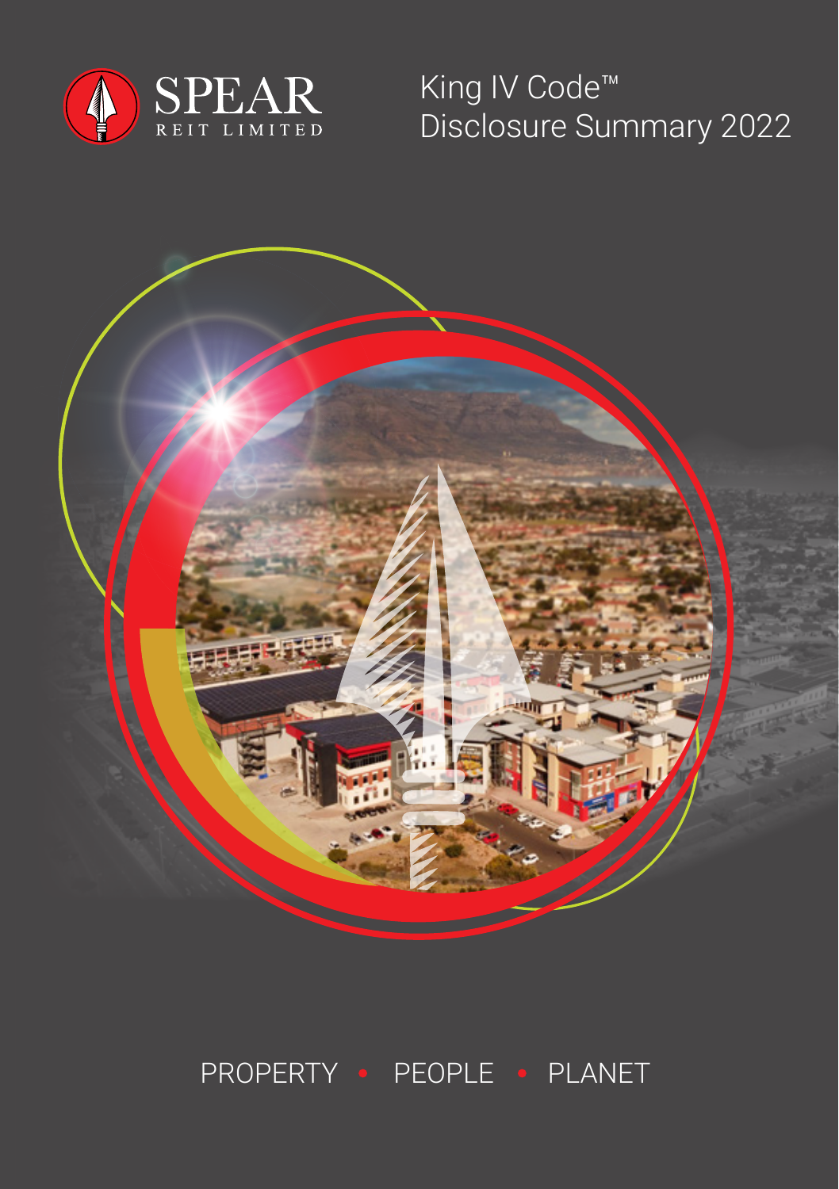SPEAR
REIT LIMITED

# King IV Code™ Disclosure Summary 2022

PROPERTY • PEOPLE • PLANET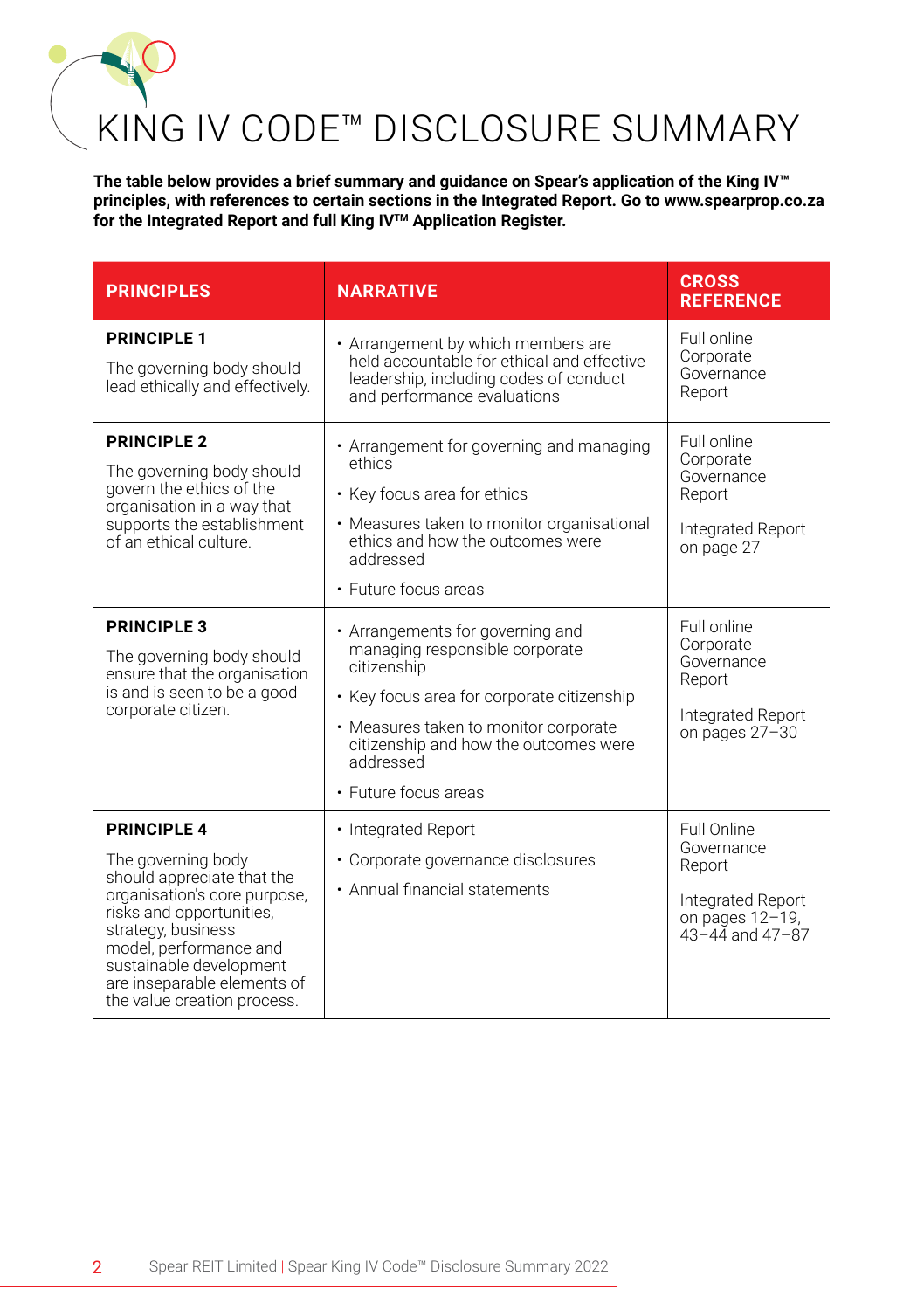# KING IV CODE™ DISCLOSURE SUMMARY

**The table below provides a brief summary and guidance on Spear's application of the King IV™ principles, with references to certain sections in the Integrated Report. Go to www.spearprop.co.za for the Integrated Report and full King IV™ Application Register.**

| PRINCIPLES | NARRATIVE | CROSS REFERENCE |
|---|---|---|
| **PRINCIPLE 1**<br><br>The governing body should lead ethically and effectively. | • Arrangement by which members are held accountable for ethical and effective leadership, including codes of conduct and performance evaluations | Full online Corporate Governance Report |
| **PRINCIPLE 2**<br><br>The governing body should govern the ethics of the organisation in a way that supports the establishment of an ethical culture. | • Arrangement for governing and managing ethics<br>• Key focus area for ethics<br>• Measures taken to monitor organisational ethics and how the outcomes were addressed<br>• Future focus areas | Full online Corporate Governance Report<br><br>Integrated Report on page 27 |
| **PRINCIPLE 3**<br><br>The governing body should ensure that the organisation is and is seen to be a good corporate citizen. | • Arrangements for governing and managing responsible corporate citizenship<br>• Key focus area for corporate citizenship<br>• Measures taken to monitor corporate citizenship and how the outcomes were addressed<br>• Future focus areas | Full online Corporate Governance Report<br><br>Integrated Report on pages 27–30 |
| **PRINCIPLE 4**<br><br>The governing body should appreciate that the organisation's core purpose, risks and opportunities, strategy, business model, performance and sustainable development are inseparable elements of the value creation process. | • Integrated Report<br>• Corporate governance disclosures<br>• Annual financial statements | Full Online Governance Report<br><br>Integrated Report on pages 12–19, 43–44 and 47–87 |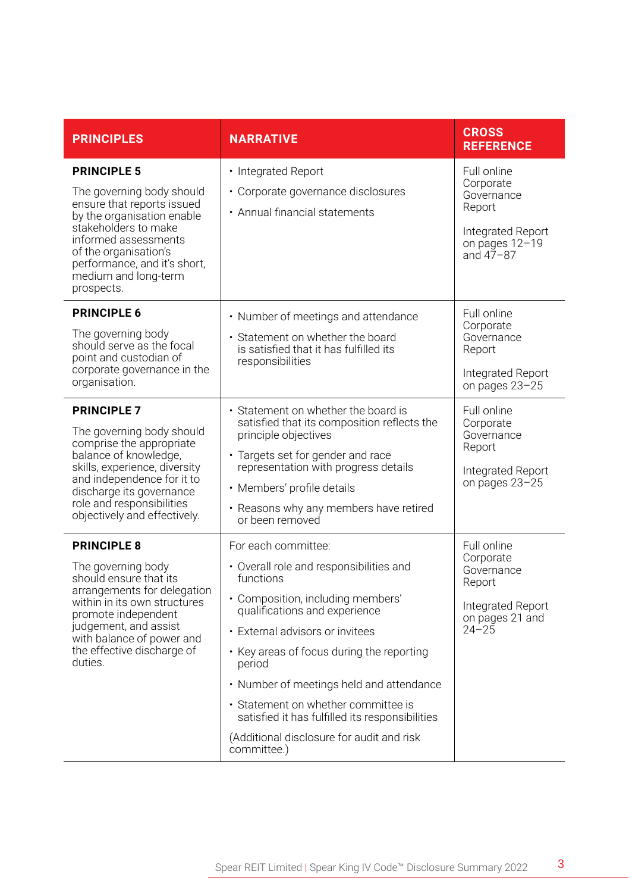| PRINCIPLES | NARRATIVE | CROSS REFERENCE |
| --- | --- | --- |
| **PRINCIPLE 5**<br><br>The governing body should ensure that reports issued by the organisation enable stakeholders to make informed assessments of the organisation's performance, and it's short, medium and long-term prospects. | • Integrated Report<br>• Corporate governance disclosures<br>• Annual financial statements | Full online Corporate Governance Report<br><br>Integrated Report on pages 12–19 and 47–87 |
| **PRINCIPLE 6**<br><br>The governing body should serve as the focal point and custodian of corporate governance in the organisation. | • Number of meetings and attendance<br>• Statement on whether the board is satisfied that it has fulfilled its responsibilities | Full online Corporate Governance Report<br><br>Integrated Report on pages 23–25 |
| **PRINCIPLE 7**<br><br>The governing body should comprise the appropriate balance of knowledge, skills, experience, diversity and independence for it to discharge its governance role and responsibilities objectively and effectively. | • Statement on whether the board is satisfied that its composition reflects the principle objectives<br>• Targets set for gender and race representation with progress details<br>• Members' profile details<br>• Reasons why any members have retired or been removed | Full online Corporate Governance Report<br><br>Integrated Report on pages 23–25 |
| **PRINCIPLE 8**<br><br>The governing body should ensure that its arrangements for delegation within in its own structures promote independent judgement, and assist with balance of power and the effective discharge of duties. | For each committee:<br>• Overall role and responsibilities and functions<br>• Composition, including members' qualifications and experience<br>• External advisors or invitees<br>• Key areas of focus during the reporting period<br>• Number of meetings held and attendance<br>• Statement on whether committee is satisfied it has fulfilled its responsibilities<br><br>(Additional disclosure for audit and risk committee.) | Full online Corporate Governance Report<br><br>Integrated Report on pages 21 and 24–25 |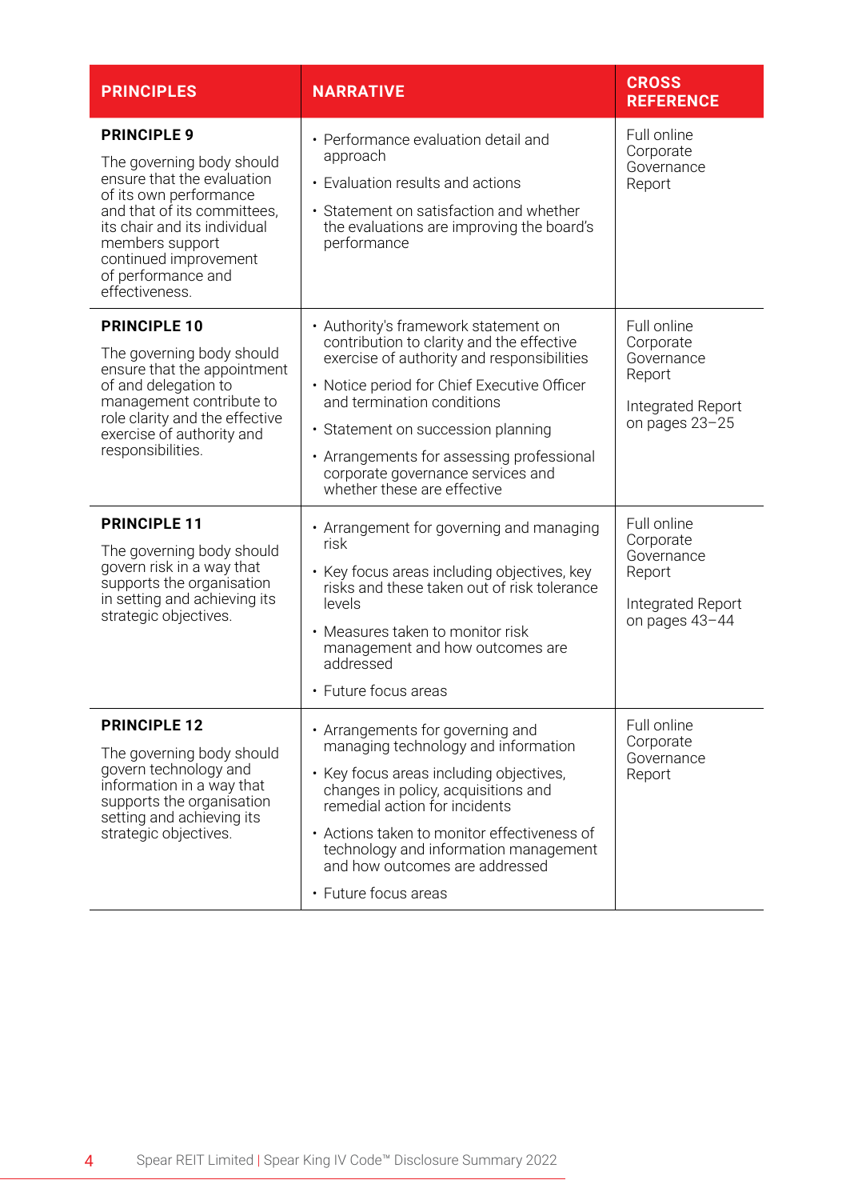| PRINCIPLES | NARRATIVE | CROSS REFERENCE |
|---|---|---|
| **PRINCIPLE 9**<br>The governing body should ensure that the evaluation of its own performance and that of its committees, its chair and its individual members support continued improvement of performance and effectiveness. | • Performance evaluation detail and approach<br>• Evaluation results and actions<br>• Statement on satisfaction and whether the evaluations are improving the board's performance | Full online Corporate Governance Report |
| **PRINCIPLE 10**<br>The governing body should ensure that the appointment of and delegation to management contribute to role clarity and the effective exercise of authority and responsibilities. | • Authority's framework statement on contribution to clarity and the effective exercise of authority and responsibilities<br>• Notice period for Chief Executive Officer and termination conditions<br>• Statement on succession planning<br>• Arrangements for assessing professional corporate governance services and whether these are effective | Full online Corporate Governance Report<br><br>Integrated Report on pages 23–25 |
| **PRINCIPLE 11**<br>The governing body should govern risk in a way that supports the organisation in setting and achieving its strategic objectives. | • Arrangement for governing and managing risk<br>• Key focus areas including objectives, key risks and these taken out of risk tolerance levels<br>• Measures taken to monitor risk management and how outcomes are addressed<br>• Future focus areas | Full online Corporate Governance Report<br><br>Integrated Report on pages 43–44 |
| **PRINCIPLE 12**<br>The governing body should govern technology and information in a way that supports the organisation setting and achieving its strategic objectives. | • Arrangements for governing and managing technology and information<br>• Key focus areas including objectives, changes in policy, acquisitions and remedial action for incidents<br>• Actions taken to monitor effectiveness of technology and information management and how outcomes are addressed<br>• Future focus areas | Full online Corporate Governance Report |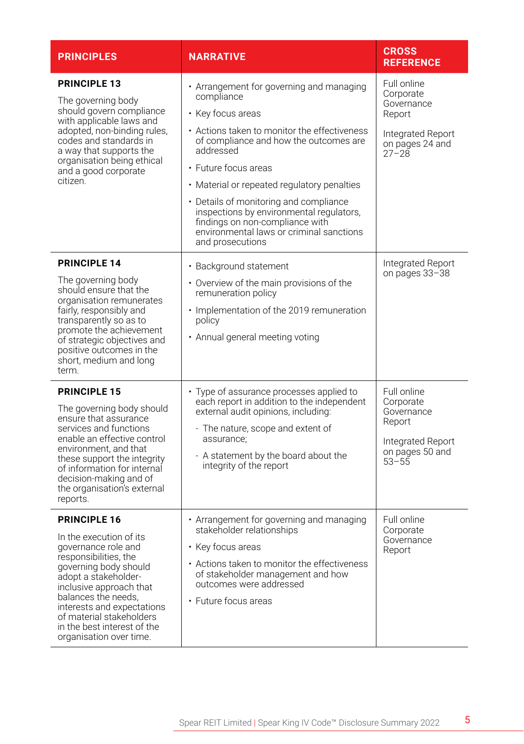| PRINCIPLES | NARRATIVE | CROSS REFERENCE |
|---|---|---|
| **PRINCIPLE 13**<br><br>The governing body should govern compliance with applicable laws and adopted, non-binding rules, codes and standards in a way that supports the organisation being ethical and a good corporate citizen. | • Arrangement for governing and managing compliance<br>• Key focus areas<br>• Actions taken to monitor the effectiveness of compliance and how the outcomes are addressed<br>• Future focus areas<br>• Material or repeated regulatory penalties<br>• Details of monitoring and compliance inspections by environmental regulators, findings on non-compliance with environmental laws or criminal sanctions and prosecutions | Full online Corporate Governance Report<br><br>Integrated Report on pages 24 and 27–28 |
| **PRINCIPLE 14**<br><br>The governing body should ensure that the organisation remunerates fairly, responsibly and transparently so as to promote the achievement of strategic objectives and positive outcomes in the short, medium and long term. | • Background statement<br>• Overview of the main provisions of the remuneration policy<br>• Implementation of the 2019 remuneration policy<br>• Annual general meeting voting | Integrated Report on pages 33–38 |
| **PRINCIPLE 15**<br><br>The governing body should ensure that assurance services and functions enable an effective control environment, and that these support the integrity of information for internal decision-making and of the organisation's external reports. | • Type of assurance processes applied to each report in addition to the independent external audit opinions, including:<br>  - The nature, scope and extent of assurance;<br>  - A statement by the board about the integrity of the report | Full online Corporate Governance Report<br><br>Integrated Report on pages 50 and 53–55 |
| **PRINCIPLE 16**<br><br>In the execution of its governance role and responsibilities, the governing body should adopt a stakeholder-inclusive approach that balances the needs, interests and expectations of material stakeholders in the best interest of the organisation over time. | • Arrangement for governing and managing stakeholder relationships<br>• Key focus areas<br>• Actions taken to monitor the effectiveness of stakeholder management and how outcomes were addressed<br>• Future focus areas | Full online Corporate Governance Report |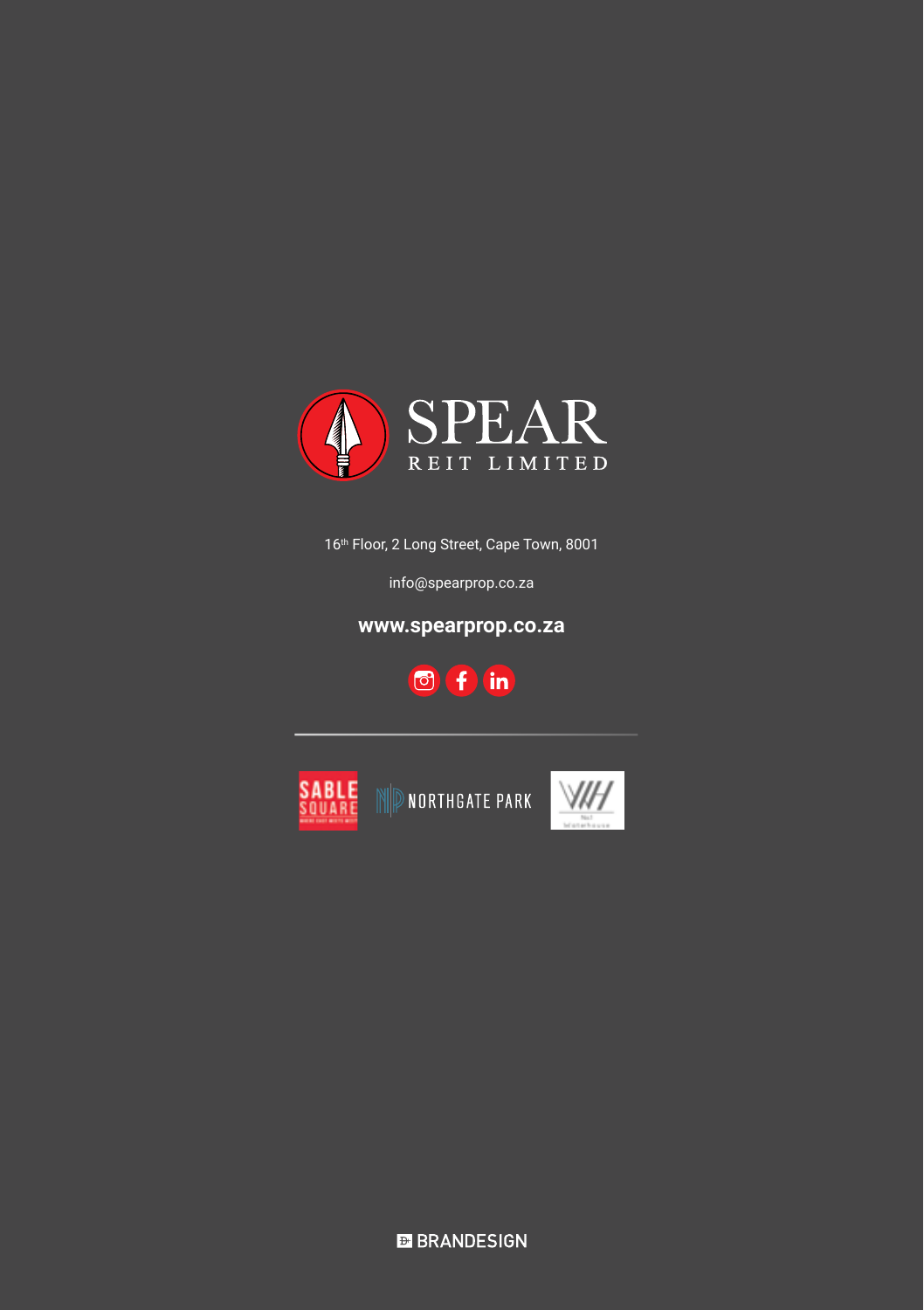SPEAR

REIT LIMITED

16th Floor, 2 Long Street, Cape Town, 8001

info@spearprop.co.za

**www.spearprop.co.za**

SABLE SQUARE

NORTHGATE PARK

BRANDESIGN